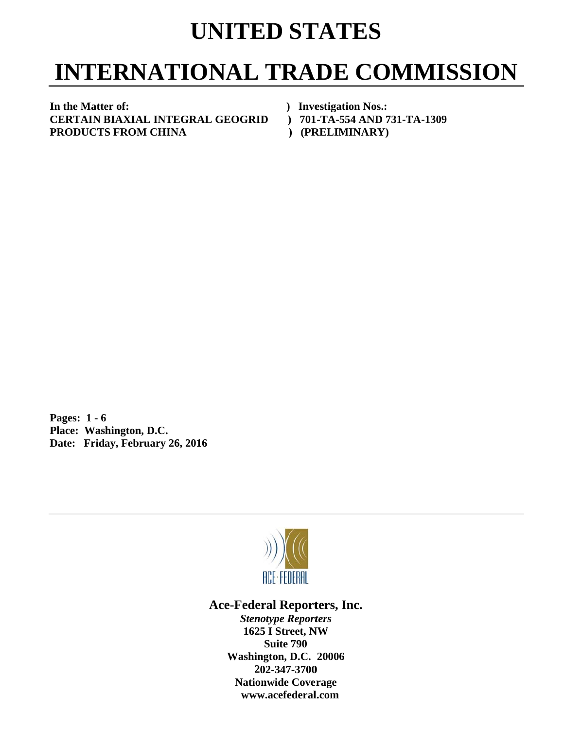# UNITED STATES

# INTERNATIONAL TRADE COMMISSION

| | |
|---|---|
| **In the Matter of:** | **) Investigation Nos.:** |
| **CERTAIN BIAXIAL INTEGRAL GEOGRID** | **) 701-TA-554 AND 731-TA-1309** |
| **PRODUCTS FROM CHINA** | **) (PRELIMINARY)** |

**Pages: 1 - 6**
**Place: Washington, D.C.**
**Date: Friday, February 26, 2016**

ACE-FEDERAL

**Ace-Federal Reporters, Inc.**

***Stenotype Reporters***
**1625 I Street, NW**
**Suite 790**
**Washington, D.C. 20006**
**202-347-3700**
**Nationwide Coverage**
**www.acefederal.com**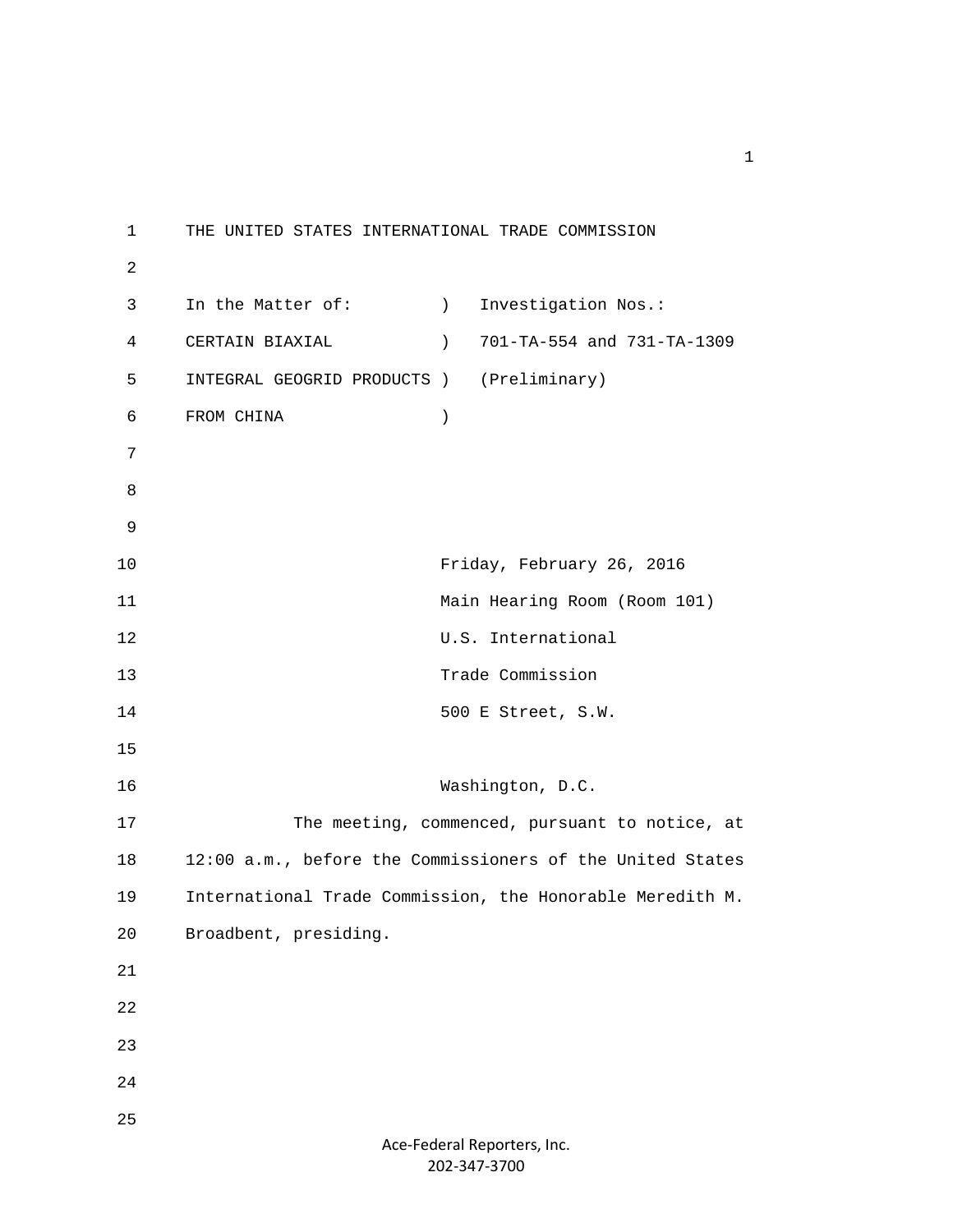THE UNITED STATES INTERNATIONAL TRADE COMMISSION

In the Matter of: ) Investigation Nos.:
CERTAIN BIAXIAL ) 701-TA-554 and 731-TA-1309
INTEGRAL GEOGRID PRODUCTS ) (Preliminary)
FROM CHINA )

Friday, February 26, 2016
Main Hearing Room (Room 101)
U.S. International
Trade Commission
500 E Street, S.W.

Washington, D.C.

The meeting, commenced, pursuant to notice, at 12:00 a.m., before the Commissioners of the United States International Trade Commission, the Honorable Meredith M. Broadbent, presiding.

Ace-Federal Reporters, Inc.
202-347-3700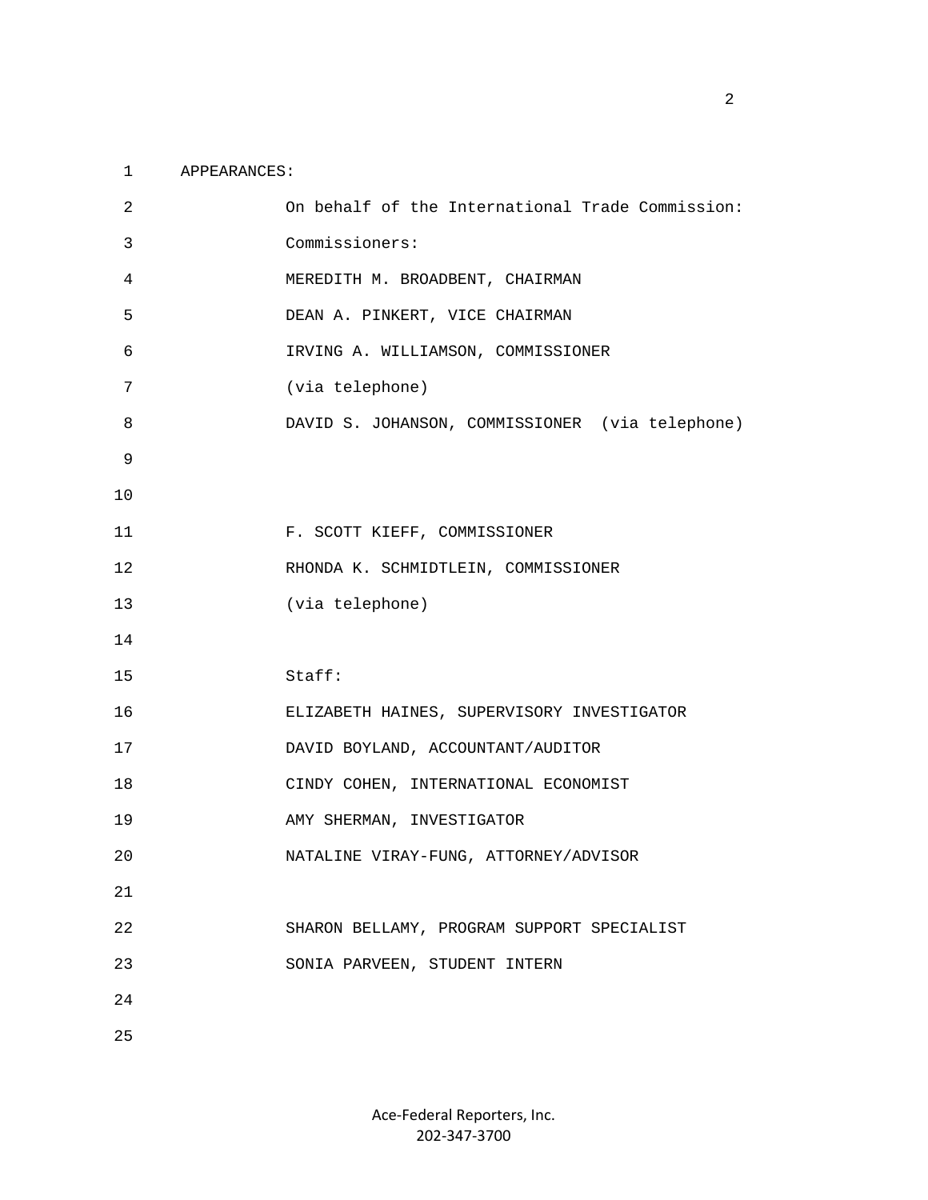APPEARANCES:

On behalf of the International Trade Commission:

Commissioners:

MEREDITH M. BROADBENT, CHAIRMAN

DEAN A. PINKERT, VICE CHAIRMAN

IRVING A. WILLIAMSON, COMMISSIONER
(via telephone)

DAVID S. JOHANSON, COMMISSIONER (via telephone)

F. SCOTT KIEFF, COMMISSIONER

RHONDA K. SCHMIDTLEIN, COMMISSIONER
(via telephone)

Staff:

ELIZABETH HAINES, SUPERVISORY INVESTIGATOR

DAVID BOYLAND, ACCOUNTANT/AUDITOR

CINDY COHEN, INTERNATIONAL ECONOMIST

AMY SHERMAN, INVESTIGATOR

NATALINE VIRAY-FUNG, ATTORNEY/ADVISOR

SHARON BELLAMY, PROGRAM SUPPORT SPECIALIST

SONIA PARVEEN, STUDENT INTERN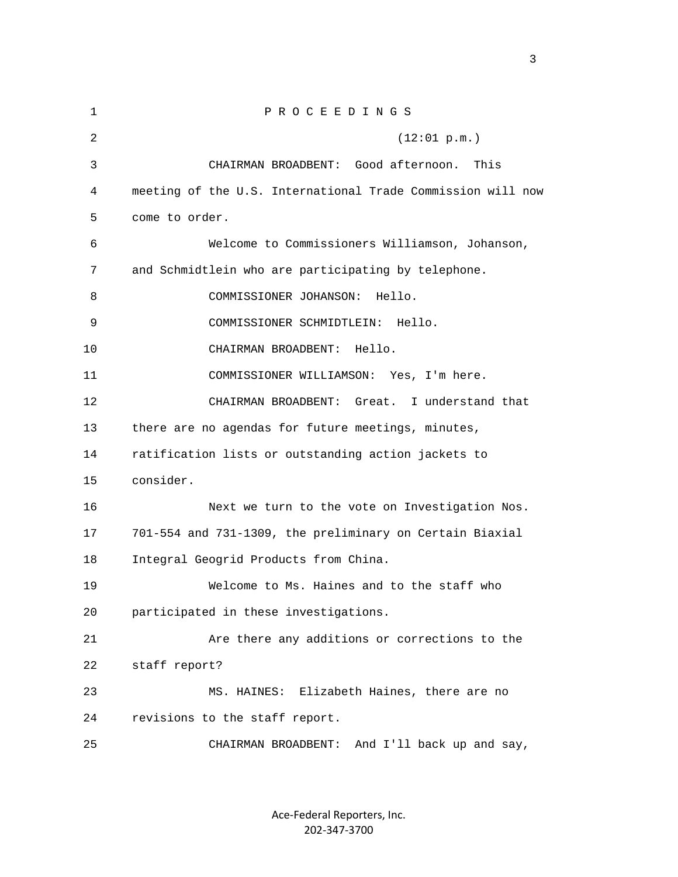P R O C E E D I N G S

(12:01 p.m.)

CHAIRMAN BROADBENT: Good afternoon. This meeting of the U.S. International Trade Commission will now come to order.

Welcome to Commissioners Williamson, Johanson, and Schmidtlein who are participating by telephone.

COMMISSIONER JOHANSON: Hello.

COMMISSIONER SCHMIDTLEIN: Hello.

CHAIRMAN BROADBENT: Hello.

COMMISSIONER WILLIAMSON: Yes, I'm here.

CHAIRMAN BROADBENT: Great. I understand that there are no agendas for future meetings, minutes, ratification lists or outstanding action jackets to consider.

Next we turn to the vote on Investigation Nos. 701-554 and 731-1309, the preliminary on Certain Biaxial Integral Geogrid Products from China.

Welcome to Ms. Haines and to the staff who participated in these investigations.

Are there any additions or corrections to the staff report?

MS. HAINES: Elizabeth Haines, there are no revisions to the staff report.

CHAIRMAN BROADBENT: And I'll back up and say,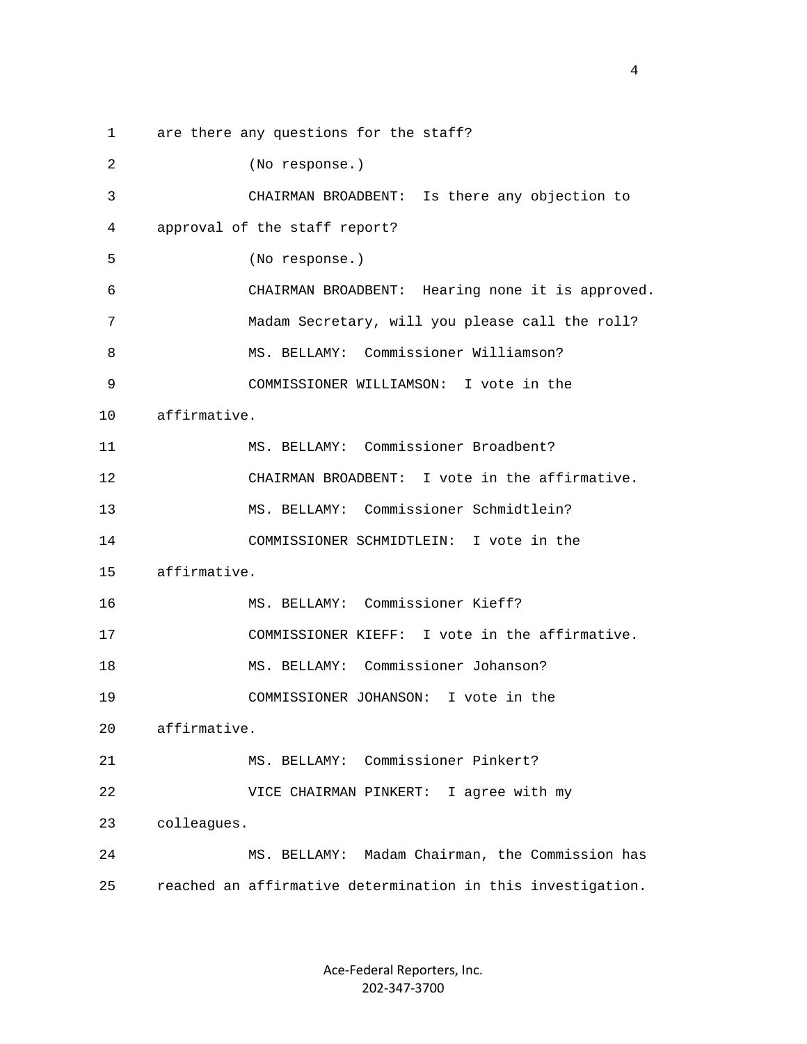are there any questions for the staff?

(No response.)

CHAIRMAN BROADBENT: Is there any objection to approval of the staff report?

(No response.)

CHAIRMAN BROADBENT: Hearing none it is approved. Madam Secretary, will you please call the roll?

MS. BELLAMY: Commissioner Williamson?

COMMISSIONER WILLIAMSON: I vote in the affirmative.

MS. BELLAMY: Commissioner Broadbent?

CHAIRMAN BROADBENT: I vote in the affirmative.

MS. BELLAMY: Commissioner Schmidtlein?

COMMISSIONER SCHMIDTLEIN: I vote in the affirmative.

MS. BELLAMY: Commissioner Kieff?

COMMISSIONER KIEFF: I vote in the affirmative.

MS. BELLAMY: Commissioner Johanson?

COMMISSIONER JOHANSON: I vote in the affirmative.

MS. BELLAMY: Commissioner Pinkert?

VICE CHAIRMAN PINKERT: I agree with my colleagues.

MS. BELLAMY: Madam Chairman, the Commission has reached an affirmative determination in this investigation.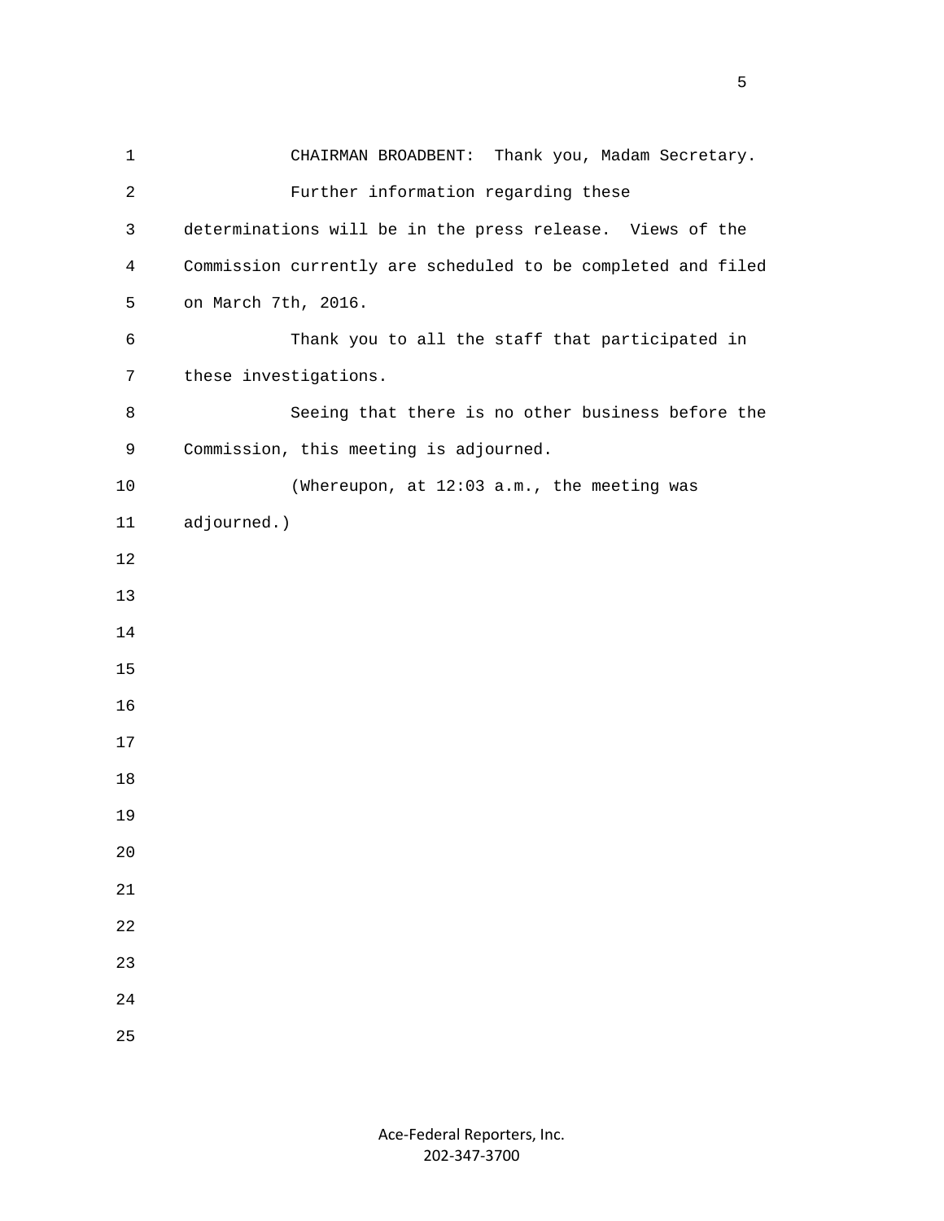CHAIRMAN BROADBENT: Thank you, Madam Secretary.

Further information regarding these determinations will be in the press release. Views of the Commission currently are scheduled to be completed and filed on March 7th, 2016.

Thank you to all the staff that participated in these investigations.

Seeing that there is no other business before the Commission, this meeting is adjourned.

(Whereupon, at 12:03 a.m., the meeting was adjourned.)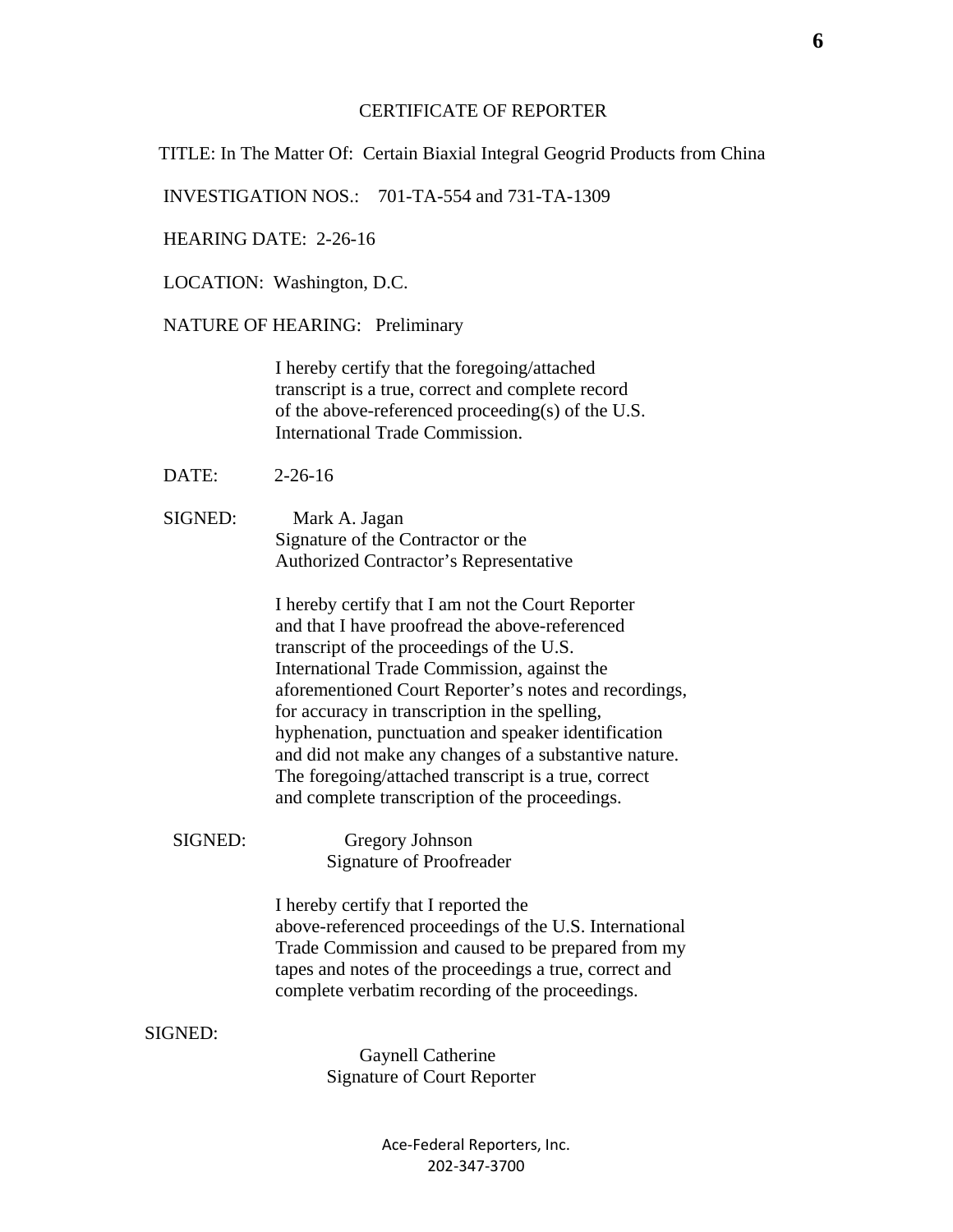# CERTIFICATE OF REPORTER

TITLE: In The Matter Of: Certain Biaxial Integral Geogrid Products from China

INVESTIGATION NOS.: 701-TA-554 and 731-TA-1309

HEARING DATE: 2-26-16

LOCATION: Washington, D.C.

NATURE OF HEARING: Preliminary

I hereby certify that the foregoing/attached transcript is a true, correct and complete record of the above-referenced proceeding(s) of the U.S. International Trade Commission.

DATE: 2-26-16

SIGNED: Mark A. Jagan
Signature of the Contractor or the Authorized Contractor's Representative

I hereby certify that I am not the Court Reporter and that I have proofread the above-referenced transcript of the proceedings of the U.S. International Trade Commission, against the aforementioned Court Reporter's notes and recordings, for accuracy in transcription in the spelling, hyphenation, punctuation and speaker identification and did not make any changes of a substantive nature. The foregoing/attached transcript is a true, correct and complete transcription of the proceedings.

SIGNED: Gregory Johnson
Signature of Proofreader

I hereby certify that I reported the above-referenced proceedings of the U.S. International Trade Commission and caused to be prepared from my tapes and notes of the proceedings a true, correct and complete verbatim recording of the proceedings.

SIGNED:

Gaynell Catherine
Signature of Court Reporter

Ace-Federal Reporters, Inc.
202-347-3700